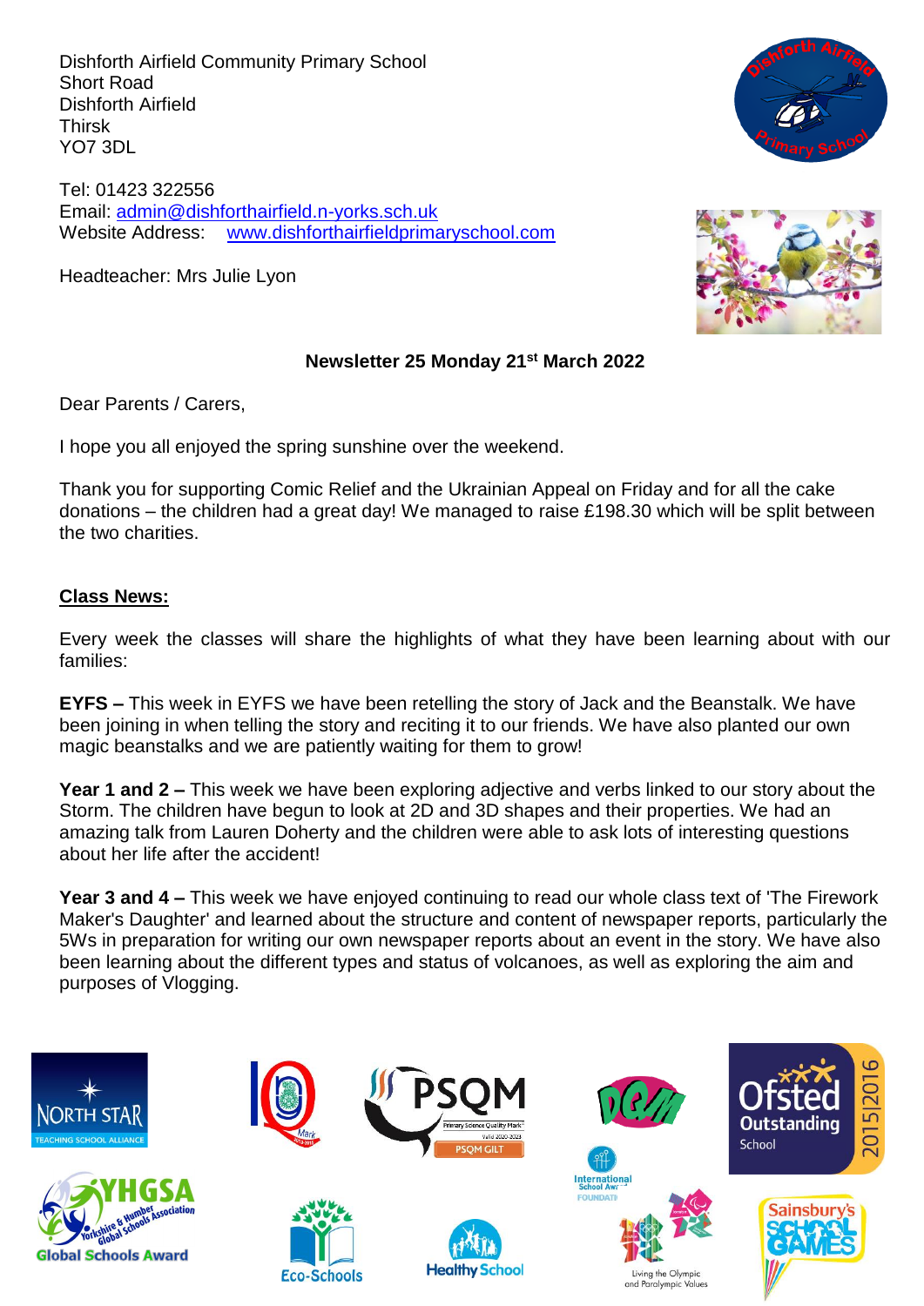Dishforth Airfield Community Primary School
Short Road
Dishforth Airfield
Thirsk
YO7 3DL

Tel: 01423 322556
Email: admin@dishforthairfield.n-yorks.sch.uk
Website Address: www.dishforthairfieldprimaryschool.com

Headteacher: Mrs Julie Lyon

**Newsletter 25 Monday 21st March 2022**

Dear Parents / Carers,

I hope you all enjoyed the spring sunshine over the weekend.

Thank you for supporting Comic Relief and the Ukrainian Appeal on Friday and for all the cake donations – the children had a great day! We managed to raise £198.30 which will be split between the two charities.

**Class News:**

Every week the classes will share the highlights of what they have been learning about with our families:

**EYFS –** This week in EYFS we have been retelling the story of Jack and the Beanstalk. We have been joining in when telling the story and reciting it to our friends. We have also planted our own magic beanstalks and we are patiently waiting for them to grow!

**Year 1 and 2 –** This week we have been exploring adjective and verbs linked to our story about the Storm. The children have begun to look at 2D and 3D shapes and their properties. We had an amazing talk from Lauren Doherty and the children were able to ask lots of interesting questions about her life after the accident!

**Year 3 and 4 –** This week we have enjoyed continuing to read our whole class text of 'The Firework Maker's Daughter' and learned about the structure and content of newspaper reports, particularly the 5Ws in preparation for writing our own newspaper reports about an event in the story. We have also been learning about the different types and status of volcanoes, as well as exploring the aim and purposes of Vlogging.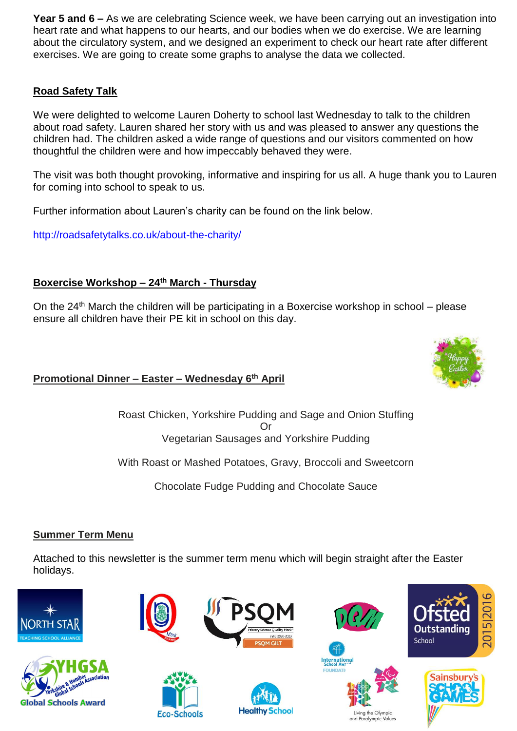**Year 5 and 6 –** As we are celebrating Science week, we have been carrying out an investigation into heart rate and what happens to our hearts, and our bodies when we do exercise. We are learning about the circulatory system, and we designed an experiment to check our heart rate after different exercises. We are going to create some graphs to analyse the data we collected.

## Road Safety Talk

We were delighted to welcome Lauren Doherty to school last Wednesday to talk to the children about road safety. Lauren shared her story with us and was pleased to answer any questions the children had. The children asked a wide range of questions and our visitors commented on how thoughtful the children were and how impeccably behaved they were.

The visit was both thought provoking, informative and inspiring for us all. A huge thank you to Lauren for coming into school to speak to us.

Further information about Lauren's charity can be found on the link below.

http://roadsafetytalks.co.uk/about-the-charity/

## Boxercise Workshop – 24th March - Thursday

On the 24th March the children will be participating in a Boxercise workshop in school – please ensure all children have their PE kit in school on this day.

## Promotional Dinner – Easter – Wednesday 6th April

Roast Chicken, Yorkshire Pudding and Sage and Onion Stuffing
Or
Vegetarian Sausages and Yorkshire Pudding

With Roast or Mashed Potatoes, Gravy, Broccoli and Sweetcorn

Chocolate Fudge Pudding and Chocolate Sauce

## Summer Term Menu

Attached to this newsletter is the summer term menu which will begin straight after the Easter holidays.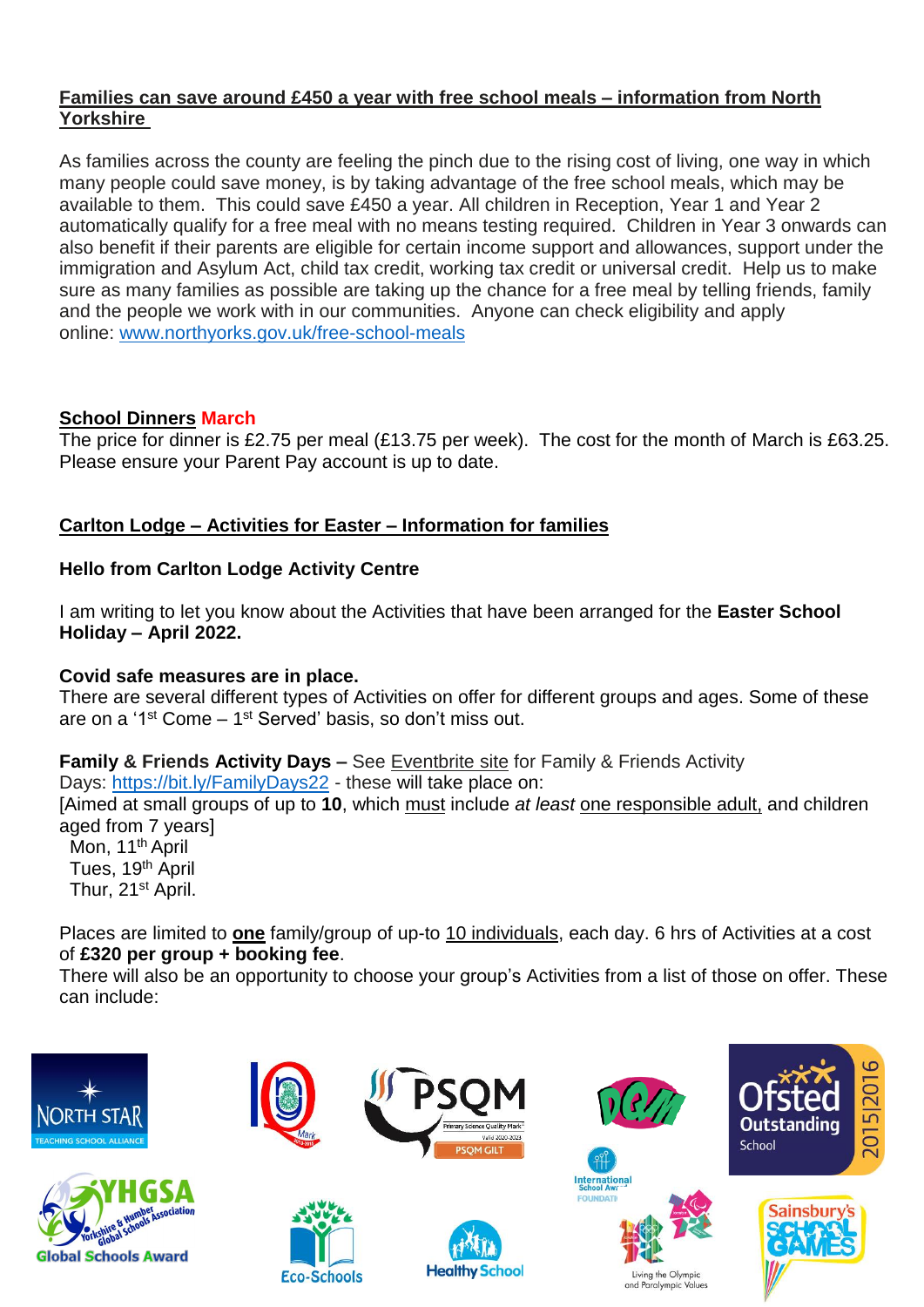**Families can save around £450 a year with free school meals – information from North Yorkshire**

As families across the county are feeling the pinch due to the rising cost of living, one way in which many people could save money, is by taking advantage of the free school meals, which may be available to them. This could save £450 a year. All children in Reception, Year 1 and Year 2 automatically qualify for a free meal with no means testing required. Children in Year 3 onwards can also benefit if their parents are eligible for certain income support and allowances, support under the immigration and Asylum Act, child tax credit, working tax credit or universal credit. Help us to make sure as many families as possible are taking up the chance for a free meal by telling friends, family and the people we work with in our communities. Anyone can check eligibility and apply online: www.northyorks.gov.uk/free-school-meals

**School Dinners March**

The price for dinner is £2.75 per meal (£13.75 per week). The cost for the month of March is £63.25. Please ensure your Parent Pay account is up to date.

**Carlton Lodge – Activities for Easter – Information for families**

**Hello from Carlton Lodge Activity Centre**

I am writing to let you know about the Activities that have been arranged for the **Easter School Holiday – April 2022.**

**Covid safe measures are in place.**

There are several different types of Activities on offer for different groups and ages. Some of these are on a '1st Come – 1st Served' basis, so don't miss out.

**Family & Friends Activity Days –** See Eventbrite site for Family & Friends Activity Days: https://bit.ly/FamilyDays22 - these will take place on:
[Aimed at small groups of up to **10**, which must include *at least* one responsible adult, and children aged from 7 years]

- Mon, 11th April
- Tues, 19th April
- Thur, 21st April.

Places are limited to **one** family/group of up-to 10 individuals, each day. 6 hrs of Activities at a cost of **£320 per group + booking fee**.
There will also be an opportunity to choose your group's Activities from a list of those on offer. These can include: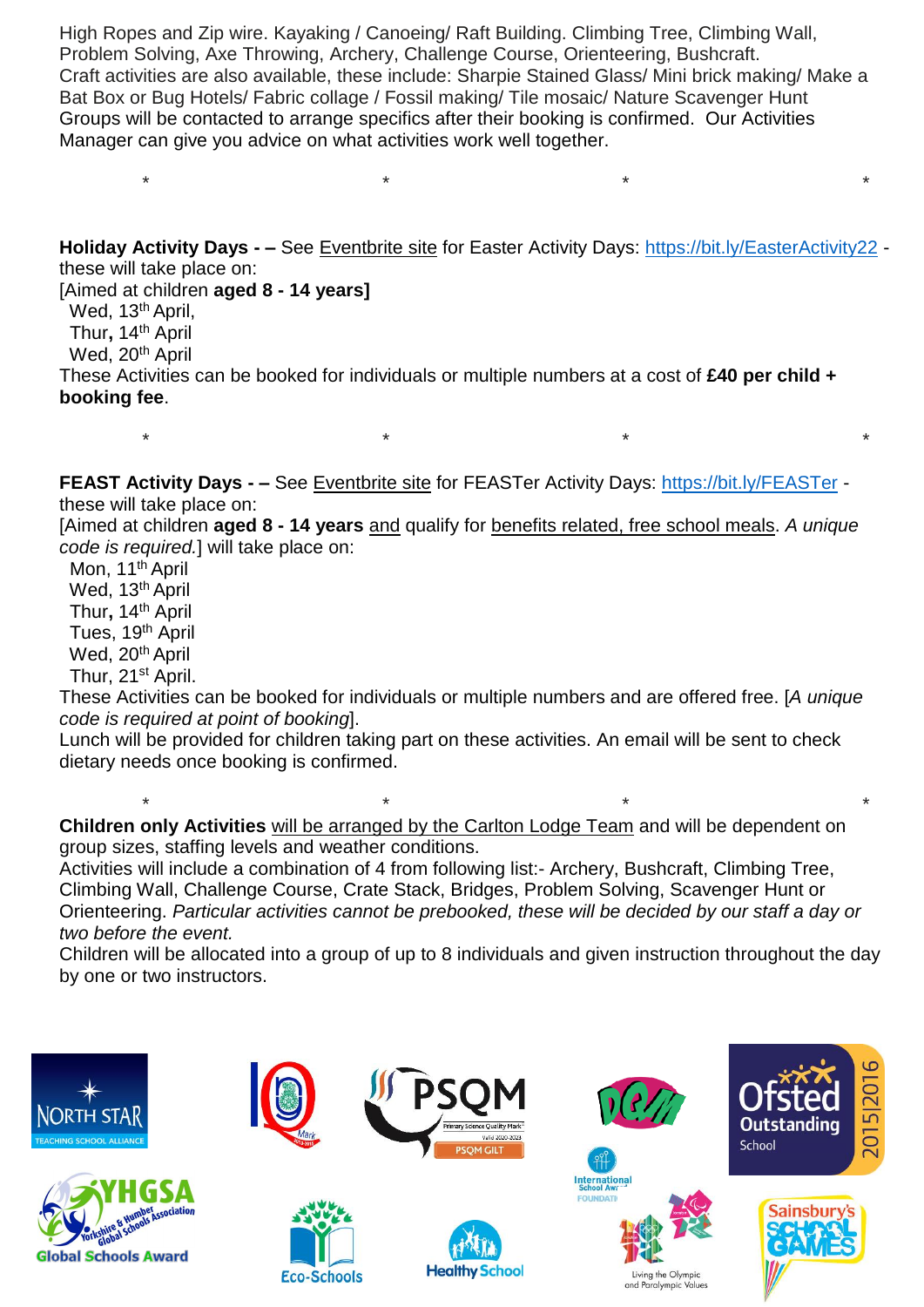High Ropes and Zip wire. Kayaking / Canoeing/ Raft Building. Climbing Tree, Climbing Wall, Problem Solving, Axe Throwing, Archery, Challenge Course, Orienteering, Bushcraft.
Craft activities are also available, these include: Sharpie Stained Glass/ Mini brick making/ Make a Bat Box or Bug Hotels/ Fabric collage / Fossil making/ Tile mosaic/ Nature Scavenger Hunt
Groups will be contacted to arrange specifics after their booking is confirmed. Our Activities Manager can give you advice on what activities work well together.

\* \* \* \*

**Holiday Activity Days - –** See Eventbrite site for Easter Activity Days: https://bit.ly/EasterActivity22 - these will take place on:
[Aimed at children **aged 8 - 14 years]**
Wed, 13th April,
Thur**,** 14th April
Wed, 20th April
These Activities can be booked for individuals or multiple numbers at a cost of **£40 per child + booking fee**.

\* \* \* \*

**FEAST Activity Days - –** See Eventbrite site for FEASTer Activity Days: https://bit.ly/FEASTer - these will take place on:
[Aimed at children **aged 8 - 14 years** and qualify for benefits related, free school meals. *A unique code is required.*] will take place on:
Mon, 11th April
Wed, 13th April
Thur**,** 14th April
Tues, 19th April
Wed, 20th April
Thur, 21st April.
These Activities can be booked for individuals or multiple numbers and are offered free. [*A unique code is required at point of booking*].
Lunch will be provided for children taking part on these activities. An email will be sent to check dietary needs once booking is confirmed.

\* \* \* \*

**Children only Activities** will be arranged by the Carlton Lodge Team and will be dependent on group sizes, staffing levels and weather conditions.
Activities will include a combination of 4 from following list:- Archery, Bushcraft, Climbing Tree, Climbing Wall, Challenge Course, Crate Stack, Bridges, Problem Solving, Scavenger Hunt or Orienteering. *Particular activities cannot be prebooked, these will be decided by our staff a day or two before the event.*
Children will be allocated into a group of up to 8 individuals and given instruction throughout the day by one or two instructors.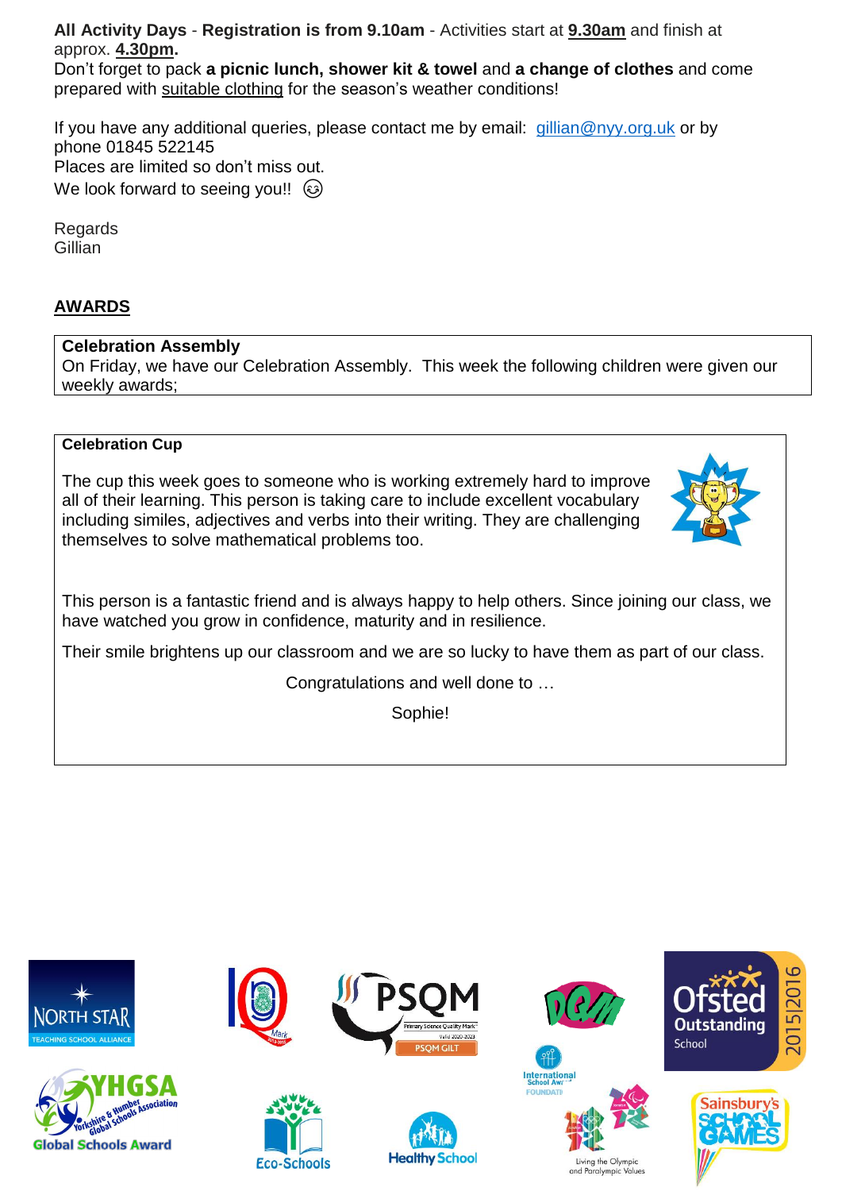**All Activity Days** - **Registration is from 9.10am** - Activities start at **9.30am** and finish at approx. **4.30pm.**
Don't forget to pack **a picnic lunch, shower kit & towel** and **a change of clothes** and come prepared with suitable clothing for the season's weather conditions!

If you have any additional queries, please contact me by email: gillian@nyy.org.uk or by phone 01845 522145
Places are limited so don't miss out.
We look forward to seeing you!! 😉

Regards
Gillian

## AWARDS

**Celebration Assembly**
On Friday, we have our Celebration Assembly. This week the following children were given our weekly awards;

**Celebration Cup**

The cup this week goes to someone who is working extremely hard to improve all of their learning. This person is taking care to include excellent vocabulary including similes, adjectives and verbs into their writing. They are challenging themselves to solve mathematical problems too.

This person is a fantastic friend and is always happy to help others. Since joining our class, we have watched you grow in confidence, maturity and in resilience.

Their smile brightens up our classroom and we are so lucky to have them as part of our class.

Congratulations and well done to …

Sophie!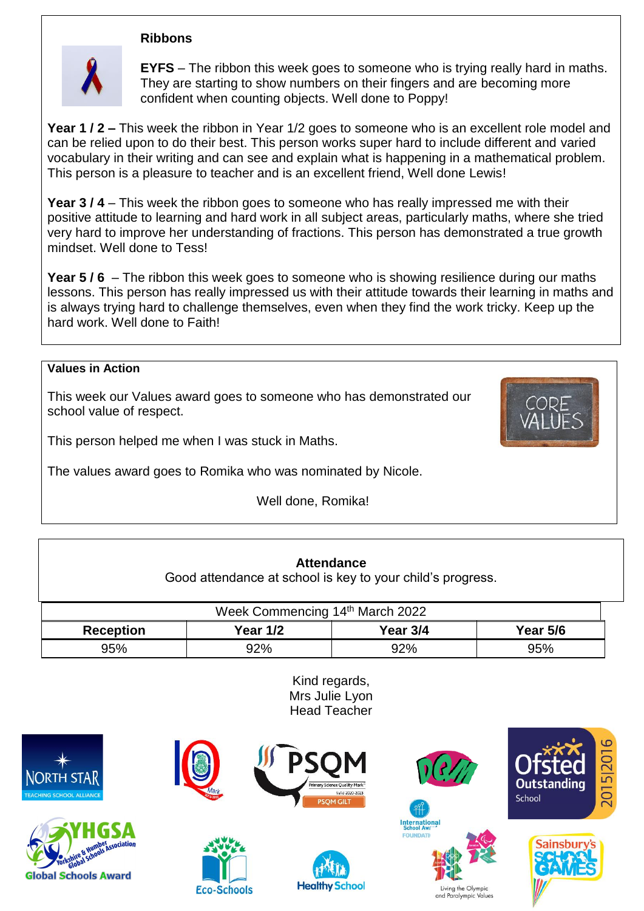## Ribbons

**EYFS** – The ribbon this week goes to someone who is trying really hard in maths. They are starting to show numbers on their fingers and are becoming more confident when counting objects. Well done to Poppy!

**Year 1 / 2 –** This week the ribbon in Year 1/2 goes to someone who is an excellent role model and can be relied upon to do their best. This person works super hard to include different and varied vocabulary in their writing and can see and explain what is happening in a mathematical problem. This person is a pleasure to teacher and is an excellent friend, Well done Lewis!

**Year 3 / 4** – This week the ribbon goes to someone who has really impressed me with their positive attitude to learning and hard work in all subject areas, particularly maths, where she tried very hard to improve her understanding of fractions. This person has demonstrated a true growth mindset. Well done to Tess!

**Year 5 / 6** – The ribbon this week goes to someone who is showing resilience during our maths lessons. This person has really impressed us with their attitude towards their learning in maths and is always trying hard to challenge themselves, even when they find the work tricky. Keep up the hard work. Well done to Faith!

## Values in Action

This week our Values award goes to someone who has demonstrated our school value of respect.

This person helped me when I was stuck in Maths.

The values award goes to Romika who was nominated by Nicole.

Well done, Romika!

## Attendance

Good attendance at school is key to your child's progress.

| Week Commencing 14th March 2022 | | | |
|---|---|---|---|
| **Reception** | **Year 1/2** | **Year 3/4** | **Year 5/6** |
| 95% | 92% | 92% | 95% |

Kind regards,
Mrs Julie Lyon
Head Teacher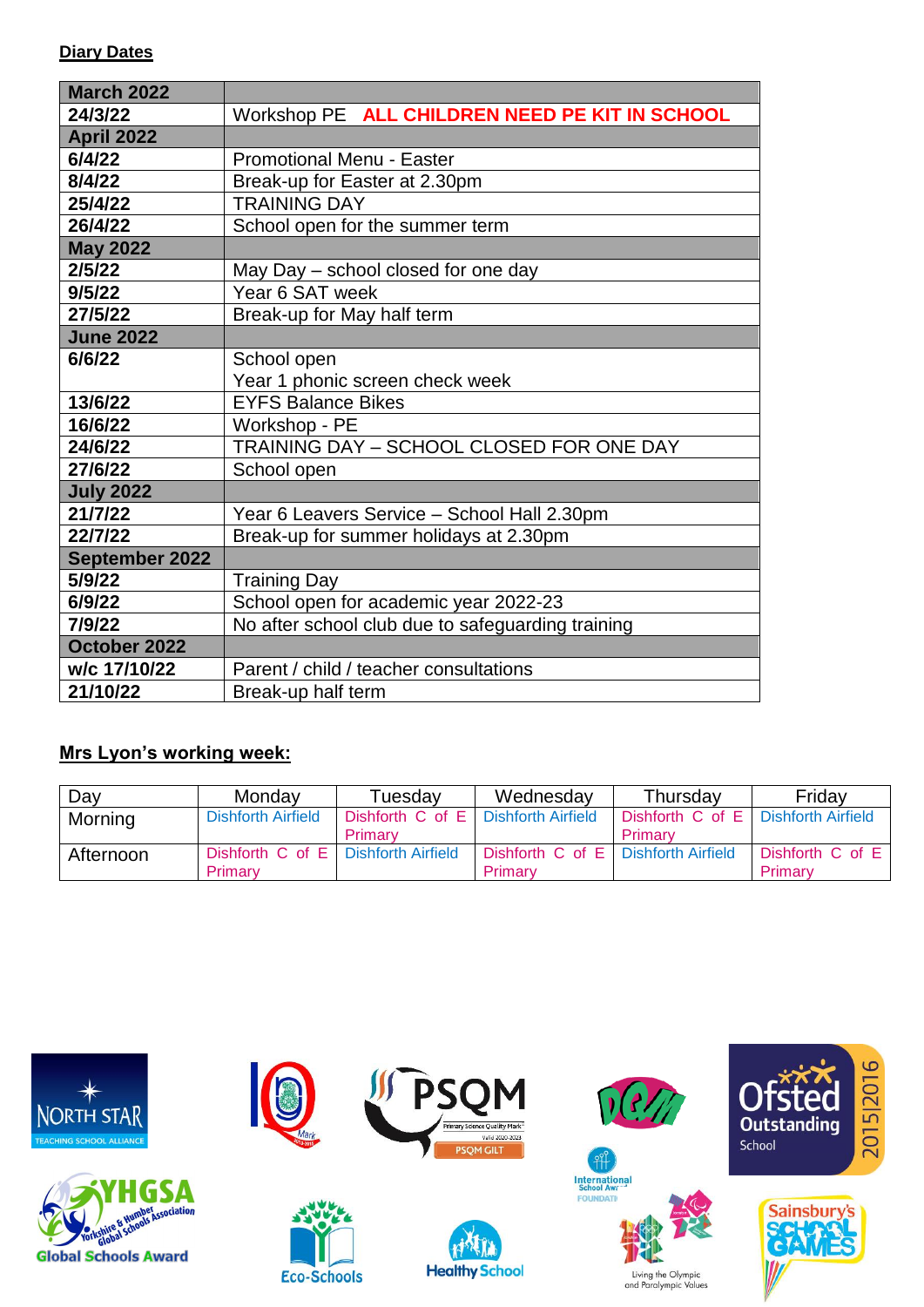**Diary Dates**

| | |
|---|---|
| **March 2022** | |
| **24/3/22** | Workshop PE **ALL CHILDREN NEED PE KIT IN SCHOOL** |
| **April 2022** | |
| **6/4/22** | Promotional Menu - Easter |
| **8/4/22** | Break-up for Easter at 2.30pm |
| **25/4/22** | TRAINING DAY |
| **26/4/22** | School open for the summer term |
| **May 2022** | |
| **2/5/22** | May Day – school closed for one day |
| **9/5/22** | Year 6 SAT week |
| **27/5/22** | Break-up for May half term |
| **June 2022** | |
| **6/6/22** | School open<br>Year 1 phonic screen check week |
| **13/6/22** | EYFS Balance Bikes |
| **16/6/22** | Workshop - PE |
| **24/6/22** | TRAINING DAY – SCHOOL CLOSED FOR ONE DAY |
| **27/6/22** | School open |
| **July 2022** | |
| **21/7/22** | Year 6 Leavers Service – School Hall 2.30pm |
| **22/7/22** | Break-up for summer holidays at 2.30pm |
| **September 2022** | |
| **5/9/22** | Training Day |
| **6/9/22** | School open for academic year 2022-23 |
| **7/9/22** | No after school club due to safeguarding training |
| **October 2022** | |
| **w/c 17/10/22** | Parent / child / teacher consultations |
| **21/10/22** | Break-up half term |

**Mrs Lyon's working week:**

| Day | Monday | Tuesday | Wednesday | Thursday | Friday |
|---|---|---|---|---|---|
| Morning | Dishforth Airfield | Dishforth C of E Primary | Dishforth Airfield | Dishforth C of E Primary | Dishforth Airfield |
| Afternoon | Dishforth C of E Primary | Dishforth Airfield | Dishforth C of E Primary | Dishforth Airfield | Dishforth C of E Primary |